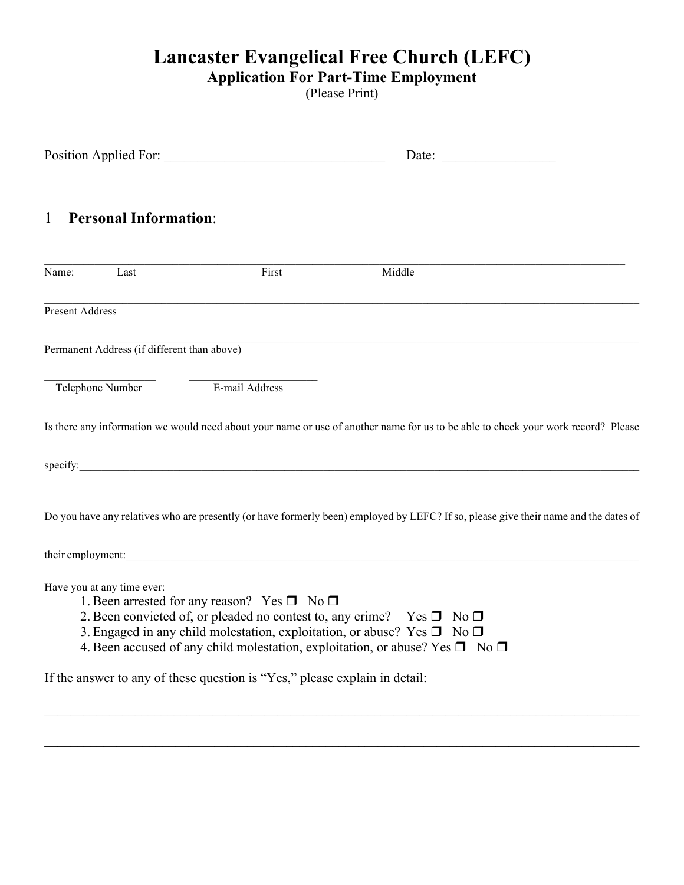# Lancaster Evangelical Free Church (LEFC)

## Application For Part-Time Employment

(Please Print)

Position Applied For: ________________________________ Date: ________________

## 1 Personal Information:

_______________________________________________________________________________

Name: Last First Middle

_______________________________________________________________________________

Present Address

_______________________________________________________________________________

Permanent Address (if different than above)

____________________ ______________________

Telephone Number E-mail Address

Is there any information we would need about your name or use of another name for us to be able to check your work record? Please specify:_______________________________________________________________________________

Do you have any relatives who are presently (or have formerly been) employed by LEFC? If so, please give their name and the dates of their employment:_______________________________________________________________________________

Have you at any time ever:

1. Been arrested for any reason? Yes ❐ No ❐
2. Been convicted of, or pleaded no contest to, any crime? Yes ❐ No ❐
3. Engaged in any child molestation, exploitation, or abuse? Yes ❐ No ❐
4. Been accused of any child molestation, exploitation, or abuse? Yes ❐ No ❐

If the answer to any of these question is "Yes," please explain in detail:

_______________________________________________________________________________

_______________________________________________________________________________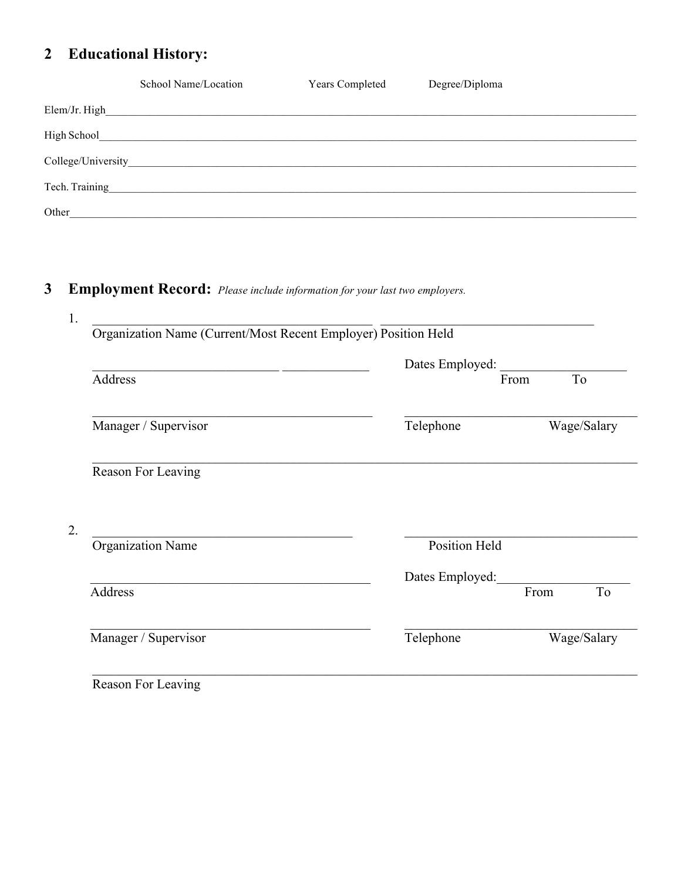## 2 Educational History:

| | School Name/Location | Years Completed | Degree/Diploma |
|---|---|---|---|
| Elem/Jr. High | | | |
| High School | | | |
| College/University | | | |
| Tech. Training | | | |
| Other | | | |

## 3 Employment Record: *Please include information for your last two employers.*

1. \_\_\_\_\_\_\_\_\_\_\_\_\_\_\_\_\_\_\_\_\_\_\_\_\_\_\_\_\_\_\_\_\_\_\_\_\_\_\_\_ \_\_\_\_\_\_\_\_\_\_\_\_\_\_\_\_\_\_\_\_\_\_\_\_\_\_\_\_\_\_\_\_\_\_\_
   Organization Name (Current/Most Recent Employer) Position Held

   \_\_\_\_\_\_\_\_\_\_\_\_\_\_\_\_\_\_\_\_\_\_\_\_\_\_\_\_\_\_ \_\_\_\_\_\_\_\_\_\_\_\_\_ Dates Employed: \_\_\_\_\_\_\_\_\_\_\_\_\_\_\_\_\_\_\_
   Address From To

   \_\_\_\_\_\_\_\_\_\_\_\_\_\_\_\_\_\_\_\_\_\_\_\_\_\_\_\_\_\_\_\_\_\_\_\_\_\_\_\_ \_\_\_\_\_\_\_\_\_\_\_\_\_\_\_\_\_\_\_\_\_\_\_\_\_\_\_\_\_\_\_\_\_\_\_\_\_\_
   Manager / Supervisor Telephone Wage/Salary

   \_\_\_\_\_\_\_\_\_\_\_\_\_\_\_\_\_\_\_\_\_\_\_\_\_\_\_\_\_\_\_\_\_\_\_\_\_\_\_\_\_\_\_\_\_\_\_\_\_\_\_\_\_\_\_\_\_\_\_\_\_\_\_\_\_\_\_\_\_\_\_\_\_\_\_\_\_\_\_
   Reason For Leaving

2. \_\_\_\_\_\_\_\_\_\_\_\_\_\_\_\_\_\_\_\_\_\_\_\_\_\_\_\_\_\_\_\_\_\_\_\_\_\_\_\_ \_\_\_\_\_\_\_\_\_\_\_\_\_\_\_\_\_\_\_\_\_\_\_\_\_\_\_\_\_\_\_\_\_\_\_\_\_\_
   Organization Name Position Held

   \_\_\_\_\_\_\_\_\_\_\_\_\_\_\_\_\_\_\_\_\_\_\_\_\_\_\_\_\_\_\_\_\_\_\_\_\_\_\_\_\_ Dates Employed: \_\_\_\_\_\_\_\_\_\_\_\_\_\_\_\_\_\_\_
   Address From To

   \_\_\_\_\_\_\_\_\_\_\_\_\_\_\_\_\_\_\_\_\_\_\_\_\_\_\_\_\_\_\_\_\_\_\_\_\_\_\_\_ \_\_\_\_\_\_\_\_\_\_\_\_\_\_\_\_\_\_\_\_\_\_\_\_\_\_\_\_\_\_\_\_\_\_\_\_\_\_
   Manager / Supervisor Telephone Wage/Salary

   \_\_\_\_\_\_\_\_\_\_\_\_\_\_\_\_\_\_\_\_\_\_\_\_\_\_\_\_\_\_\_\_\_\_\_\_\_\_\_\_\_\_\_\_\_\_\_\_\_\_\_\_\_\_\_\_\_\_\_\_\_\_\_\_\_\_\_\_\_\_\_\_\_\_\_\_\_\_\_
   Reason For Leaving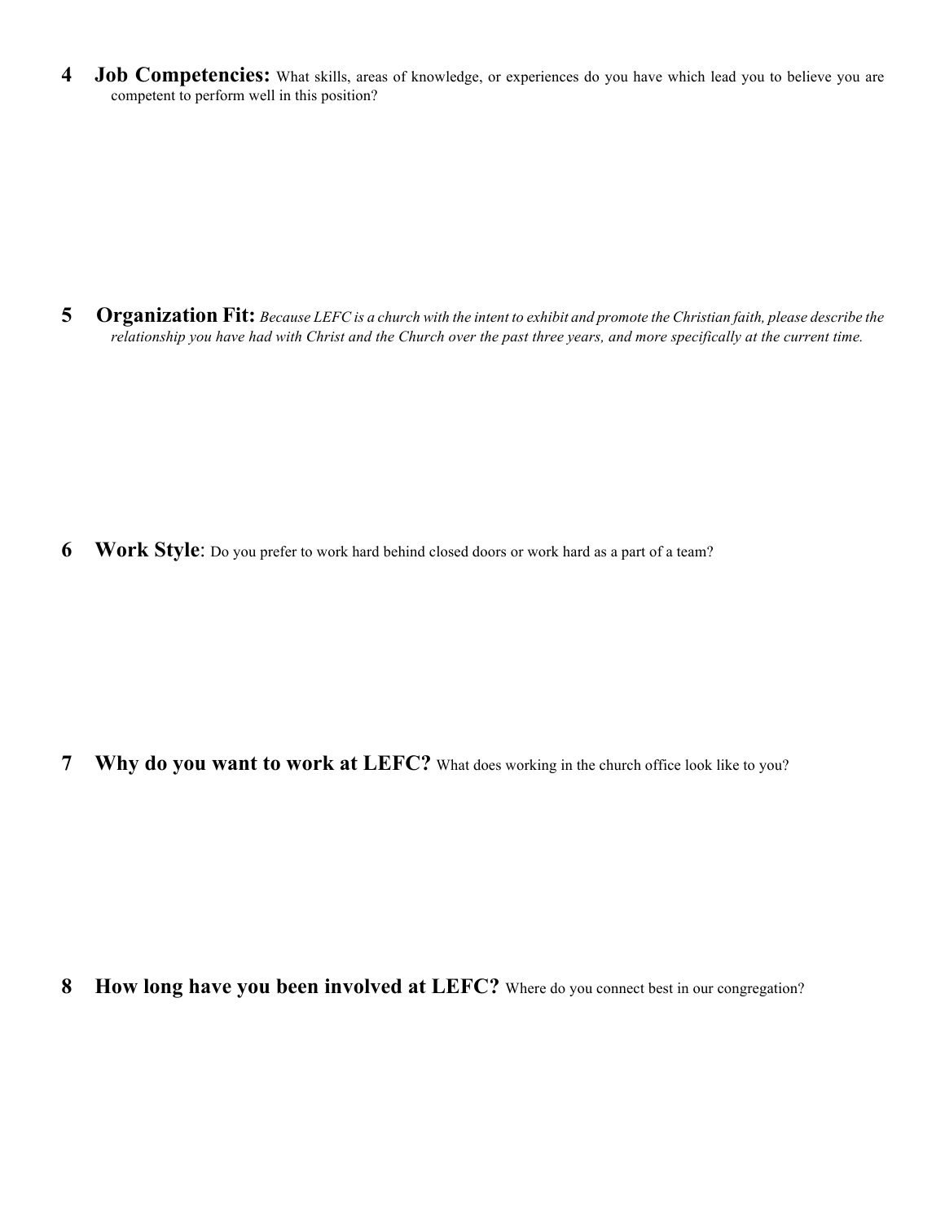**4 Job Competencies:** What skills, areas of knowledge, or experiences do you have which lead you to believe you are competent to perform well in this position?

**5 Organization Fit:** *Because LEFC is a church with the intent to exhibit and promote the Christian faith, please describe the relationship you have had with Christ and the Church over the past three years, and more specifically at the current time.*

**6 Work Style**: Do you prefer to work hard behind closed doors or work hard as a part of a team?

**7 Why do you want to work at LEFC?** What does working in the church office look like to you?

**8 How long have you been involved at LEFC?** Where do you connect best in our congregation?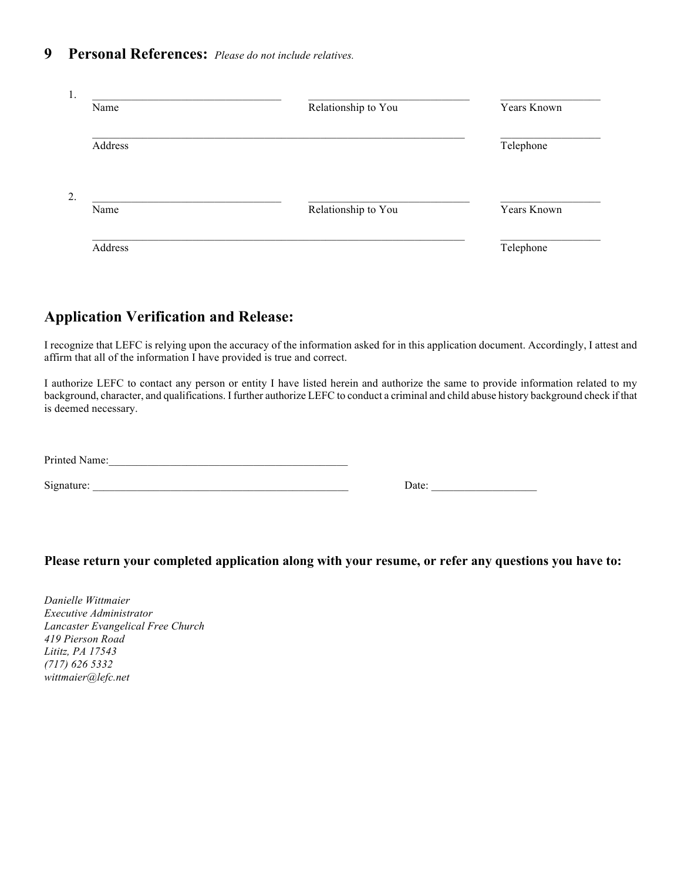## 9 Personal References: *Please do not include relatives.*

1. \_\_\_\_\_\_\_\_\_\_\_\_\_\_\_\_\_\_\_\_\_\_\_\_\_\_\_\_\_\_\_\_\_\_ \_\_\_\_\_\_\_\_\_\_\_\_\_\_\_\_\_\_\_\_\_\_\_\_\_\_\_\_\_\_ \_\_\_\_\_\_\_\_\_\_\_\_\_\_\_\_\_\_
   Name — Relationship to You — Years Known

   \_\_\_\_\_\_\_\_\_\_\_\_\_\_\_\_\_\_\_\_\_\_\_\_\_\_\_\_\_\_\_\_\_\_\_\_\_\_\_\_\_\_\_\_\_\_\_\_\_\_\_\_\_\_\_\_\_\_\_\_\_\_\_\_ \_\_\_\_\_\_\_\_\_\_\_\_\_\_\_\_\_\_
   Address — Telephone

2. \_\_\_\_\_\_\_\_\_\_\_\_\_\_\_\_\_\_\_\_\_\_\_\_\_\_\_\_\_\_\_\_\_\_ \_\_\_\_\_\_\_\_\_\_\_\_\_\_\_\_\_\_\_\_\_\_\_\_\_\_\_\_\_\_ \_\_\_\_\_\_\_\_\_\_\_\_\_\_\_\_\_\_
   Name — Relationship to You — Years Known

   \_\_\_\_\_\_\_\_\_\_\_\_\_\_\_\_\_\_\_\_\_\_\_\_\_\_\_\_\_\_\_\_\_\_\_\_\_\_\_\_\_\_\_\_\_\_\_\_\_\_\_\_\_\_\_\_\_\_\_\_\_\_\_\_ \_\_\_\_\_\_\_\_\_\_\_\_\_\_\_\_\_\_
   Address — Telephone

## Application Verification and Release:

I recognize that LEFC is relying upon the accuracy of the information asked for in this application document. Accordingly, I attest and affirm that all of the information I have provided is true and correct.

I authorize LEFC to contact any person or entity I have listed herein and authorize the same to provide information related to my background, character, and qualifications. I further authorize LEFC to conduct a criminal and child abuse history background check if that is deemed necessary.

Printed Name:\_\_\_\_\_\_\_\_\_\_\_\_\_\_\_\_\_\_\_\_\_\_\_\_\_\_\_\_\_\_\_\_\_\_\_\_\_\_\_\_\_\_

Signature: \_\_\_\_\_\_\_\_\_\_\_\_\_\_\_\_\_\_\_\_\_\_\_\_\_\_\_\_\_\_\_\_\_\_\_\_\_\_\_\_\_\_\_\_\_ Date: \_\_\_\_\_\_\_\_\_\_\_\_\_\_\_\_\_\_\_

### Please return your completed application along with your resume, or refer any questions you have to:

*Danielle Wittmaier*
*Executive Administrator*
*Lancaster Evangelical Free Church*
*419 Pierson Road*
*Lititz, PA 17543*
*(717) 626 5332*
*wittmaier@lefc.net*